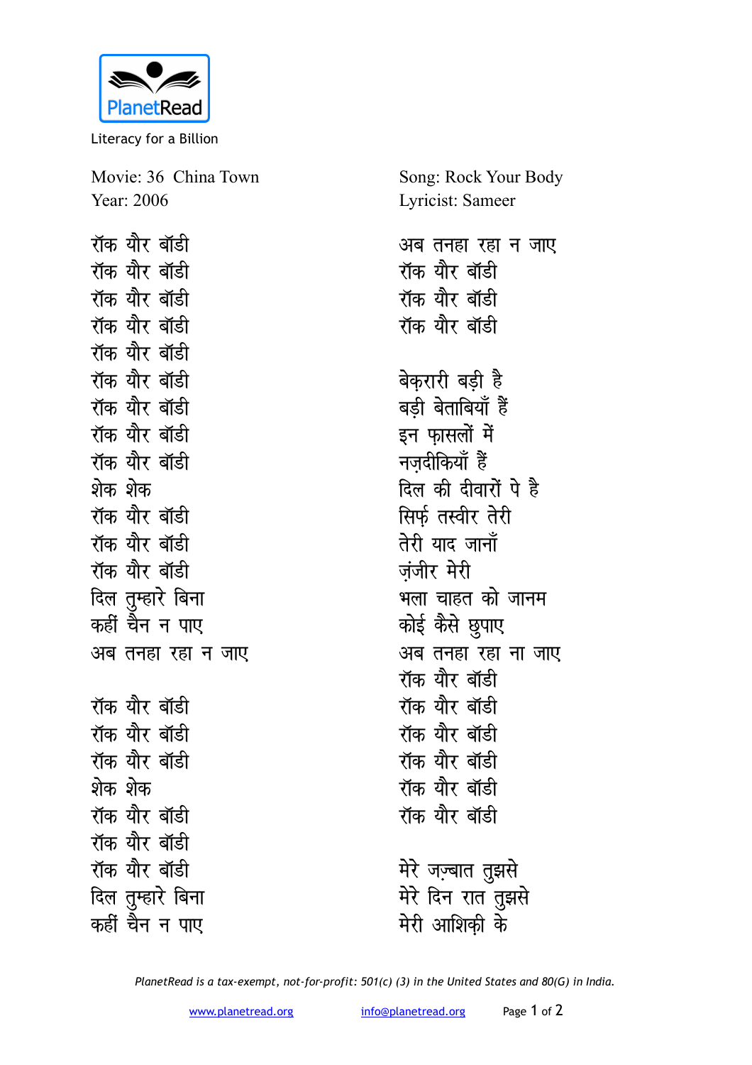PlanetRead

Literacy for a Billion

Movie: 36 China Town
Year: 2006

Song: Rock Your Body
Lyricist: Sameer

रॉक यौर बॉडी
रॉक यौर बॉडी
रॉक यौर बॉडी
रॉक यौर बॉडी
रॉक यौर बॉडी
रॉक यौर बॉडी
रॉक यौर बॉडी
रॉक यौर बॉडी
रॉक यौर बॉडी
शेक शेक
रॉक यौर बॉडी
रॉक यौर बॉडी
रॉक यौर बॉडी
दिल तुम्हारे बिना
कहीं चैन न पाए
अब तनहा रहा न जाए

रॉक यौर बॉडी
रॉक यौर बॉडी
रॉक यौर बॉडी
शेक शेक
रॉक यौर बॉडी
रॉक यौर बॉडी
रॉक यौर बॉडी
दिल तुम्हारे बिना
कहीं चैन न पाए
अब तनहा रहा न जाए
रॉक यौर बॉडी
रॉक यौर बॉडी
रॉक यौर बॉडी

बेक़रारी बड़ी है
बड़ी बेताबियाँ हैं
इन फ़ासलों में
नज़दीकियाँ हैं
दिल की दीवारों पे है
सिर्फ़ तस्वीर तेरी
तेरी याद जानाँ
ज़ंजीर मेरी
भला चाहत को जानम
कोई कैसे छुपाए
अब तनहा रहा ना जाए
रॉक यौर बॉडी
रॉक यौर बॉडी
रॉक यौर बॉडी
रॉक यौर बॉडी
रॉक यौर बॉडी
रॉक यौर बॉडी

मेरे जज़्बात तुझसे
मेरे दिन रात तुझसे
मेरी आशिक़ी के

*PlanetRead is a tax-exempt, not-for-profit: 501(c) (3) in the United States and 80(G) in India.*

www.planetread.org info@planetread.org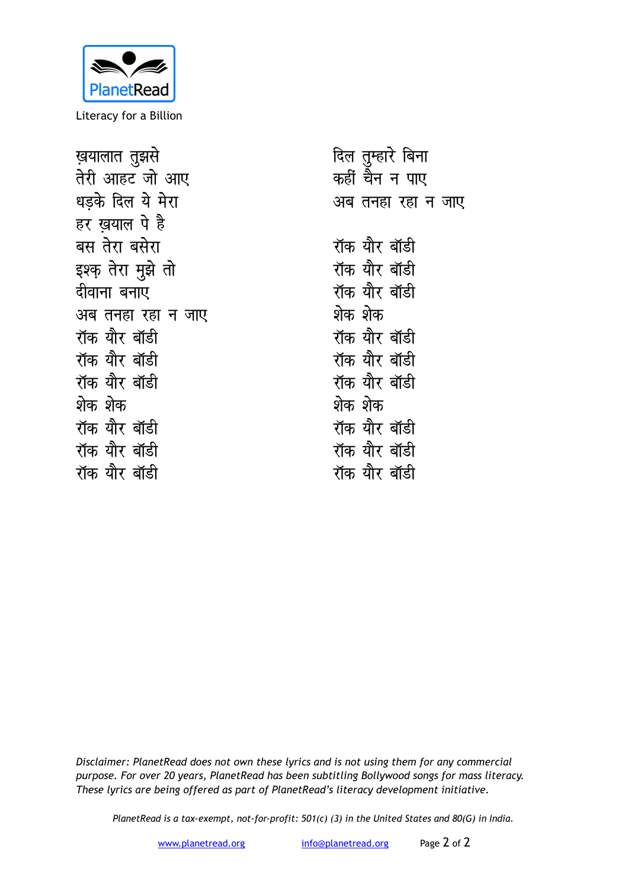ख़यालात तुझसे
तेरी आहट जो आए
धड़के दिल ये मेरा
हर ख़याल पे है
बस तेरा बसेरा
इश्क़ तेरा मुझे तो
दीवाना बनाए
अब तनहा रहा न जाए
रॉक यौर बॉडी
रॉक यौर बॉडी
रॉक यौर बॉडी
शेक शेक
रॉक यौर बॉडी
रॉक यौर बॉडी
रॉक यौर बॉडी

दिल तुम्हारे बिना
कहीं चैन न पाए
अब तनहा रहा न जाए

रॉक यौर बॉडी
रॉक यौर बॉडी
रॉक यौर बॉडी
शेक शेक
रॉक यौर बॉडी
रॉक यौर बॉडी
रॉक यौर बॉडी
शेक शेक
रॉक यौर बॉडी
रॉक यौर बॉडी
रॉक यौर बॉडी

*Disclaimer: PlanetRead does not own these lyrics and is not using them for any commercial purpose. For over 20 years, PlanetRead has been subtitling Bollywood songs for mass literacy. These lyrics are being offered as part of PlanetRead's literacy development initiative.*

*PlanetRead is a tax-exempt, not-for-profit: 501(c) (3) in the United States and 80(G) in India.*

www.planetread.org info@planetread.org